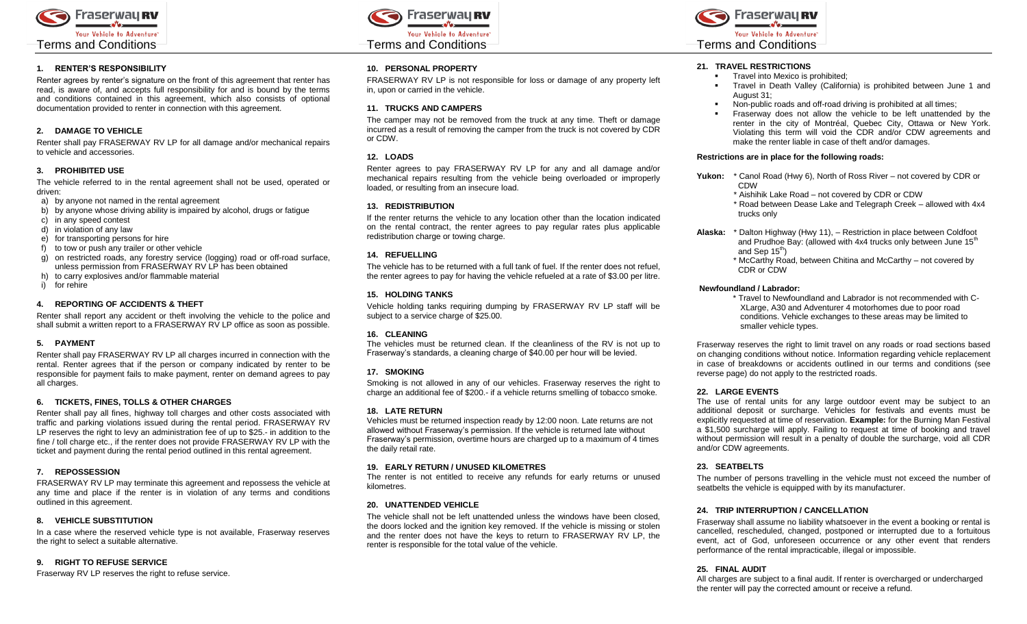# Terms and Conditions

## 1. RENTER'S RESPONSIBILITY

Renter agrees by renter's signature on the front of this agreement that renter has read, is aware of, and accepts full responsibility for and is bound by the terms and conditions contained in this agreement, which also consists of optional documentation provided to renter in connection with this agreement.

## 2. DAMAGE TO VEHICLE

Renter shall pay FRASERWAY RV LP for all damage and/or mechanical repairs to vehicle and accessories.

## 3. PROHIBITED USE

The vehicle referred to in the rental agreement shall not be used, operated or driven:

a) by anyone not named in the rental agreement
b) by anyone whose driving ability is impaired by alcohol, drugs or fatigue
c) in any speed contest
d) in violation of any law
e) for transporting persons for hire
f) to tow or push any trailer or other vehicle
g) on restricted roads, any forestry service (logging) road or off-road surface, unless permission from FRASERWAY RV LP has been obtained
h) to carry explosives and/or flammable material
i) for rehire

## 4. REPORTING OF ACCIDENTS & THEFT

Renter shall report any accident or theft involving the vehicle to the police and shall submit a written report to a FRASERWAY RV LP office as soon as possible.

## 5. PAYMENT

Renter shall pay FRASERWAY RV LP all charges incurred in connection with the rental. Renter agrees that if the person or company indicated by renter to be responsible for payment fails to make payment, renter on demand agrees to pay all charges.

## 6. TICKETS, FINES, TOLLS & OTHER CHARGES

Renter shall pay all fines, highway toll charges and other costs associated with traffic and parking violations issued during the rental period. FRASERWAY RV LP reserves the right to levy an administration fee of up to $25.- in addition to the fine / toll charge etc., if the renter does not provide FRASERWAY RV LP with the ticket and payment during the rental period outlined in this rental agreement.

## 7. REPOSSESSION

FRASERWAY RV LP may terminate this agreement and repossess the vehicle at any time and place if the renter is in violation of any terms and conditions outlined in this agreement.

## 8. VEHICLE SUBSTITUTION

In a case where the reserved vehicle type is not available, Fraserway reserves the right to select a suitable alternative.

## 9. RIGHT TO REFUSE SERVICE

Fraserway RV LP reserves the right to refuse service.

## 10. PERSONAL PROPERTY

FRASERWAY RV LP is not responsible for loss or damage of any property left in, upon or carried in the vehicle.

## 11. TRUCKS AND CAMPERS

The camper may not be removed from the truck at any time. Theft or damage incurred as a result of removing the camper from the truck is not covered by CDR or CDW.

## 12. LOADS

Renter agrees to pay FRASERWAY RV LP for any and all damage and/or mechanical repairs resulting from the vehicle being overloaded or improperly loaded, or resulting from an insecure load.

## 13. REDISTRIBUTION

If the renter returns the vehicle to any location other than the location indicated on the rental contract, the renter agrees to pay regular rates plus applicable redistribution charge or towing charge.

## 14. REFUELLING

The vehicle has to be returned with a full tank of fuel. If the renter does not refuel, the renter agrees to pay for having the vehicle refueled at a rate of $3.00 per litre.

## 15. HOLDING TANKS

Vehicle holding tanks requiring dumping by FRASERWAY RV LP staff will be subject to a service charge of $25.00.

## 16. CLEANING

The vehicles must be returned clean. If the cleanliness of the RV is not up to Fraserway's standards, a cleaning charge of $40.00 per hour will be levied.

## 17. SMOKING

Smoking is not allowed in any of our vehicles. Fraserway reserves the right to charge an additional fee of $200.- if a vehicle returns smelling of tobacco smoke.

## 18. LATE RETURN

Vehicles must be returned inspection ready by 12:00 noon. Late returns are not allowed without Fraserway's permission. If the vehicle is returned late without Fraserway's permission, overtime hours are charged up to a maximum of 4 times the daily retail rate.

## 19. EARLY RETURN / UNUSED KILOMETRES

The renter is not entitled to receive any refunds for early returns or unused kilometres.

## 20. UNATTENDED VEHICLE

The vehicle shall not be left unattended unless the windows have been closed, the doors locked and the ignition key removed. If the vehicle is missing or stolen and the renter does not have the keys to return to FRASERWAY RV LP, the renter is responsible for the total value of the vehicle.

## 21. TRAVEL RESTRICTIONS

- Travel into Mexico is prohibited;
- Travel in Death Valley (California) is prohibited between June 1 and August 31;
- Non-public roads and off-road driving is prohibited at all times;
- Fraserway does not allow the vehicle to be left unattended by the renter in the city of Montréal, Quebec City, Ottawa or New York. Violating this term will void the CDR and/or CDW agreements and make the renter liable in case of theft and/or damages.

**Restrictions are in place for the following roads:**

**Yukon:**
* Canol Road (Hwy 6), North of Ross River – not covered by CDR or CDW
* Aishihik Lake Road – not covered by CDR or CDW
* Road between Dease Lake and Telegraph Creek – allowed with 4x4 trucks only

**Alaska:**
* Dalton Highway (Hwy 11), – Restriction in place between Coldfoot and Prudhoe Bay: (allowed with 4x4 trucks only between June 15th and Sep 15th)
* McCarthy Road, between Chitina and McCarthy – not covered by CDR or CDW

**Newfoundland / Labrador:**
* Travel to Newfoundland and Labrador is not recommended with C-XLarge, A30 and Adventurer 4 motorhomes due to poor road conditions. Vehicle exchanges to these areas may be limited to smaller vehicle types.

Fraserway reserves the right to limit travel on any roads or road sections based on changing conditions without notice. Information regarding vehicle replacement in case of breakdowns or accidents outlined in our terms and conditions (see reverse page) do not apply to the restricted roads.

## 22. LARGE EVENTS

The use of rental units for any large outdoor event may be subject to an additional deposit or surcharge. Vehicles for festivals and events must be explicitly requested at time of reservation. **Example:** for the Burning Man Festival a $1,500 surcharge will apply. Failing to request at time of booking and travel without permission will result in a penalty of double the surcharge, void all CDR and/or CDW agreements.

## 23. SEATBELTS

The number of persons travelling in the vehicle must not exceed the number of seatbelts the vehicle is equipped with by its manufacturer.

## 24. TRIP INTERRUPTION / CANCELLATION

Fraserway shall assume no liability whatsoever in the event a booking or rental is cancelled, rescheduled, changed, postponed or interrupted due to a fortuitous event, act of God, unforeseen occurrence or any other event that renders performance of the rental impracticable, illegal or impossible.

## 25. FINAL AUDIT

All charges are subject to a final audit. If renter is overcharged or undercharged the renter will pay the corrected amount or receive a refund.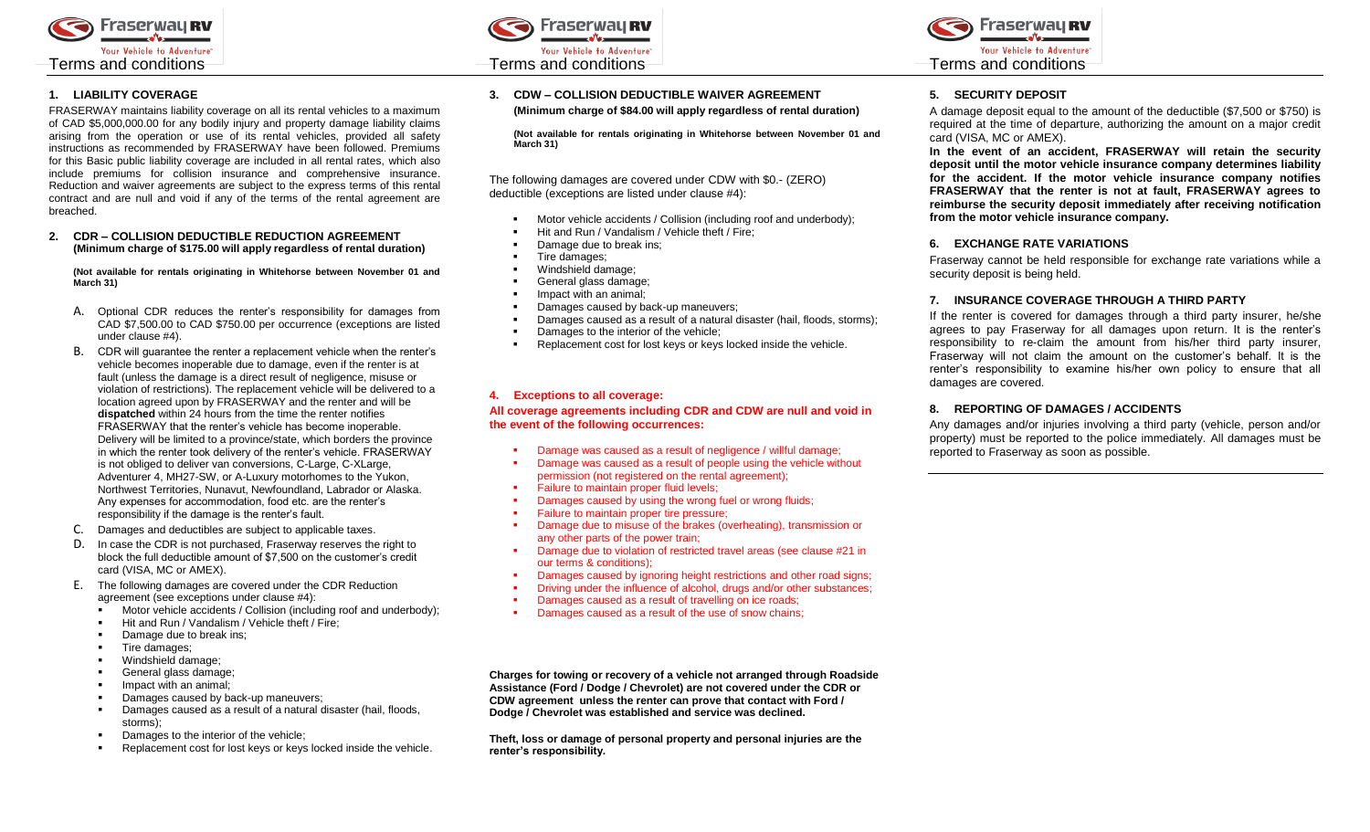# Terms and conditions

## 1. LIABILITY COVERAGE

FRASERWAY maintains liability coverage on all its rental vehicles to a maximum of CAD $5,000,000.00 for any bodily injury and property damage liability claims arising from the operation or use of its rental vehicles, provided all safety instructions as recommended by FRASERWAY have been followed. Premiums for this Basic public liability coverage are included in all rental rates, which also include premiums for collision insurance and comprehensive insurance. Reduction and waiver agreements are subject to the express terms of this rental contract and are null and void if any of the terms of the rental agreement are breached.

## 2. CDR – COLLISION DEDUCTIBLE REDUCTION AGREEMENT

**(Minimum charge of $175.00 will apply regardless of rental duration)**

**(Not available for rentals originating in Whitehorse between November 01 and March 31)**

A. Optional CDR reduces the renter's responsibility for damages from CAD $7,500.00 to CAD $750.00 per occurrence (exceptions are listed under clause #4).

B. CDR will guarantee the renter a replacement vehicle when the renter's vehicle becomes inoperable due to damage, even if the renter is at fault (unless the damage is a direct result of negligence, misuse or violation of restrictions). The replacement vehicle will be delivered to a location agreed upon by FRASERWAY and the renter and will be **dispatched** within 24 hours from the time the renter notifies FRASERWAY that the renter's vehicle has become inoperable. Delivery will be limited to a province/state, which borders the province in which the renter took delivery of the renter's vehicle. FRASERWAY is not obliged to deliver van conversions, C-Large, C-XLarge, Adventurer 4, MH27-SW, or A-Luxury motorhomes to the Yukon, Northwest Territories, Nunavut, Newfoundland, Labrador or Alaska. Any expenses for accommodation, food etc. are the renter's responsibility if the damage is the renter's fault.

C. Damages and deductibles are subject to applicable taxes.

D. In case the CDR is not purchased, Fraserway reserves the right to block the full deductible amount of $7,500 on the customer's credit card (VISA, MC or AMEX).

E. The following damages are covered under the CDR Reduction agreement (see exceptions under clause #4):

- Motor vehicle accidents / Collision (including roof and underbody);
- Hit and Run / Vandalism / Vehicle theft / Fire;
- Damage due to break ins;
- Tire damages;
- Windshield damage;
- General glass damage;
- Impact with an animal;
- Damages caused by back-up maneuvers;
- Damages caused as a result of a natural disaster (hail, floods, storms);
- Damages to the interior of the vehicle;
- Replacement cost for lost keys or keys locked inside the vehicle.

## 3. CDW – COLLISION DEDUCTIBLE WAIVER AGREEMENT

**(Minimum charge of $84.00 will apply regardless of rental duration)**

**(Not available for rentals originating in Whitehorse between November 01 and March 31)**

The following damages are covered under CDW with $0.- (ZERO) deductible (exceptions are listed under clause #4):

- Motor vehicle accidents / Collision (including roof and underbody);
- Hit and Run / Vandalism / Vehicle theft / Fire;
- Damage due to break ins;
- Tire damages;
- Windshield damage;
- General glass damage;
- Impact with an animal;
- Damages caused by back-up maneuvers;
- Damages caused as a result of a natural disaster (hail, floods, storms);
- Damages to the interior of the vehicle;
- Replacement cost for lost keys or keys locked inside the vehicle.

## 4. Exceptions to all coverage:

**All coverage agreements including CDR and CDW are null and void in the event of the following occurrences:**

- Damage was caused as a result of negligence / willful damage;
- Damage was caused as a result of people using the vehicle without permission (not registered on the rental agreement);
- Failure to maintain proper fluid levels;
- Damages caused by using the wrong fuel or wrong fluids;
- Failure to maintain proper tire pressure;
- Damage due to misuse of the brakes (overheating), transmission or any other parts of the power train;
- Damage due to violation of restricted travel areas (see clause #21 in our terms & conditions);
- Damages caused by ignoring height restrictions and other road signs;
- Driving under the influence of alcohol, drugs and/or other substances;
- Damages caused as a result of travelling on ice roads;
- Damages caused as a result of the use of snow chains;

**Charges for towing or recovery of a vehicle not arranged through Roadside Assistance (Ford / Dodge / Chevrolet) are not covered under the CDR or CDW agreement unless the renter can prove that contact with Ford / Dodge / Chevrolet was established and service was declined.**

**Theft, loss or damage of personal property and personal injuries are the renter's responsibility.**

## 5. SECURITY DEPOSIT

A damage deposit equal to the amount of the deductible ($7,500 or $750) is required at the time of departure, authorizing the amount on a major credit card (VISA, MC or AMEX).

**In the event of an accident, FRASERWAY will retain the security deposit until the motor vehicle insurance company determines liability for the accident. If the motor vehicle insurance company notifies FRASERWAY that the renter is not at fault, FRASERWAY agrees to reimburse the security deposit immediately after receiving notification from the motor vehicle insurance company.**

## 6. EXCHANGE RATE VARIATIONS

Fraserway cannot be held responsible for exchange rate variations while a security deposit is being held.

## 7. INSURANCE COVERAGE THROUGH A THIRD PARTY

If the renter is covered for damages through a third party insurer, he/she agrees to pay Fraserway for all damages upon return. It is the renter's responsibility to re-claim the amount from his/her third party insurer, Fraserway will not claim the amount on the customer's behalf. It is the renter's responsibility to examine his/her own policy to ensure that all damages are covered.

## 8. REPORTING OF DAMAGES / ACCIDENTS

Any damages and/or injuries involving a third party (vehicle, person and/or property) must be reported to the police immediately. All damages must be reported to Fraserway as soon as possible.